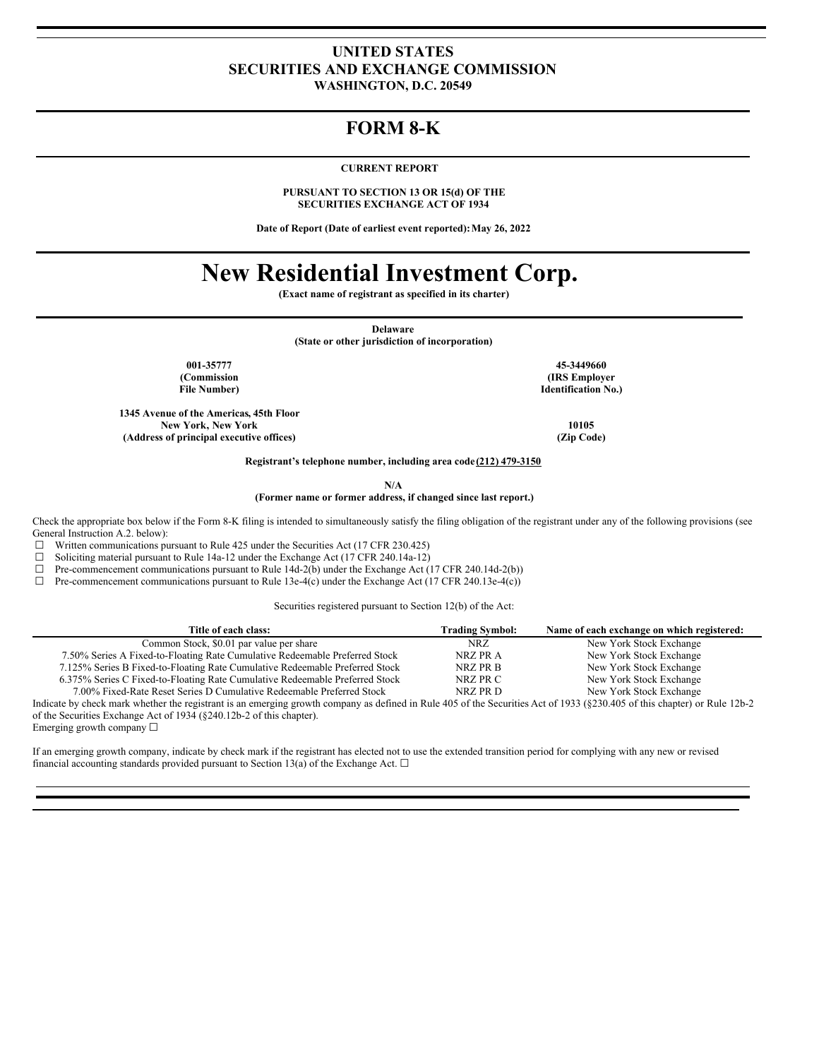**UNITED STATES**
**SECURITIES AND EXCHANGE COMMISSION**
**WASHINGTON, D.C. 20549**

# FORM 8-K

**CURRENT REPORT**

**PURSUANT TO SECTION 13 OR 15(d) OF THE SECURITIES EXCHANGE ACT OF 1934**

**Date of Report (Date of earliest event reported): May 26, 2022**

# New Residential Investment Corp.

**(Exact name of registrant as specified in its charter)**

**Delaware**
**(State or other jurisdiction of incorporation)**

| **001-35777** | **45-3449660** |
|---|---|
| **(Commission File Number)** | **(IRS Employer Identification No.)** |

| **1345 Avenue of the Americas, 45th Floor New York, New York** | **10105** |
|---|---|
| **(Address of principal executive offices)** | **(Zip Code)** |

**Registrant's telephone number, including area code (212) 479-3150**

**N/A**
**(Former name or former address, if changed since last report.)**

Check the appropriate box below if the Form 8-K filing is intended to simultaneously satisfy the filing obligation of the registrant under any of the following provisions (see General Instruction A.2. below):

☐ Written communications pursuant to Rule 425 under the Securities Act (17 CFR 230.425)
☐ Soliciting material pursuant to Rule 14a-12 under the Exchange Act (17 CFR 240.14a-12)
☐ Pre-commencement communications pursuant to Rule 14d-2(b) under the Exchange Act (17 CFR 240.14d-2(b))
☐ Pre-commencement communications pursuant to Rule 13e-4(c) under the Exchange Act (17 CFR 240.13e-4(c))

Securities registered pursuant to Section 12(b) of the Act:

| Title of each class: | Trading Symbol: | Name of each exchange on which registered: |
|---|---|---|
| Common Stock, $0.01 par value per share | NRZ | New York Stock Exchange |
| 7.50% Series A Fixed-to-Floating Rate Cumulative Redeemable Preferred Stock | NRZ PR A | New York Stock Exchange |
| 7.125% Series B Fixed-to-Floating Rate Cumulative Redeemable Preferred Stock | NRZ PR B | New York Stock Exchange |
| 6.375% Series C Fixed-to-Floating Rate Cumulative Redeemable Preferred Stock | NRZ PR C | New York Stock Exchange |
| 7.00% Fixed-Rate Reset Series D Cumulative Redeemable Preferred Stock | NRZ PR D | New York Stock Exchange |

Indicate by check mark whether the registrant is an emerging growth company as defined in Rule 405 of the Securities Act of 1933 (§230.405 of this chapter) or Rule 12b-2 of the Securities Exchange Act of 1934 (§240.12b-2 of this chapter).
Emerging growth company ☐

If an emerging growth company, indicate by check mark if the registrant has elected not to use the extended transition period for complying with any new or revised financial accounting standards provided pursuant to Section 13(a) of the Exchange Act. ☐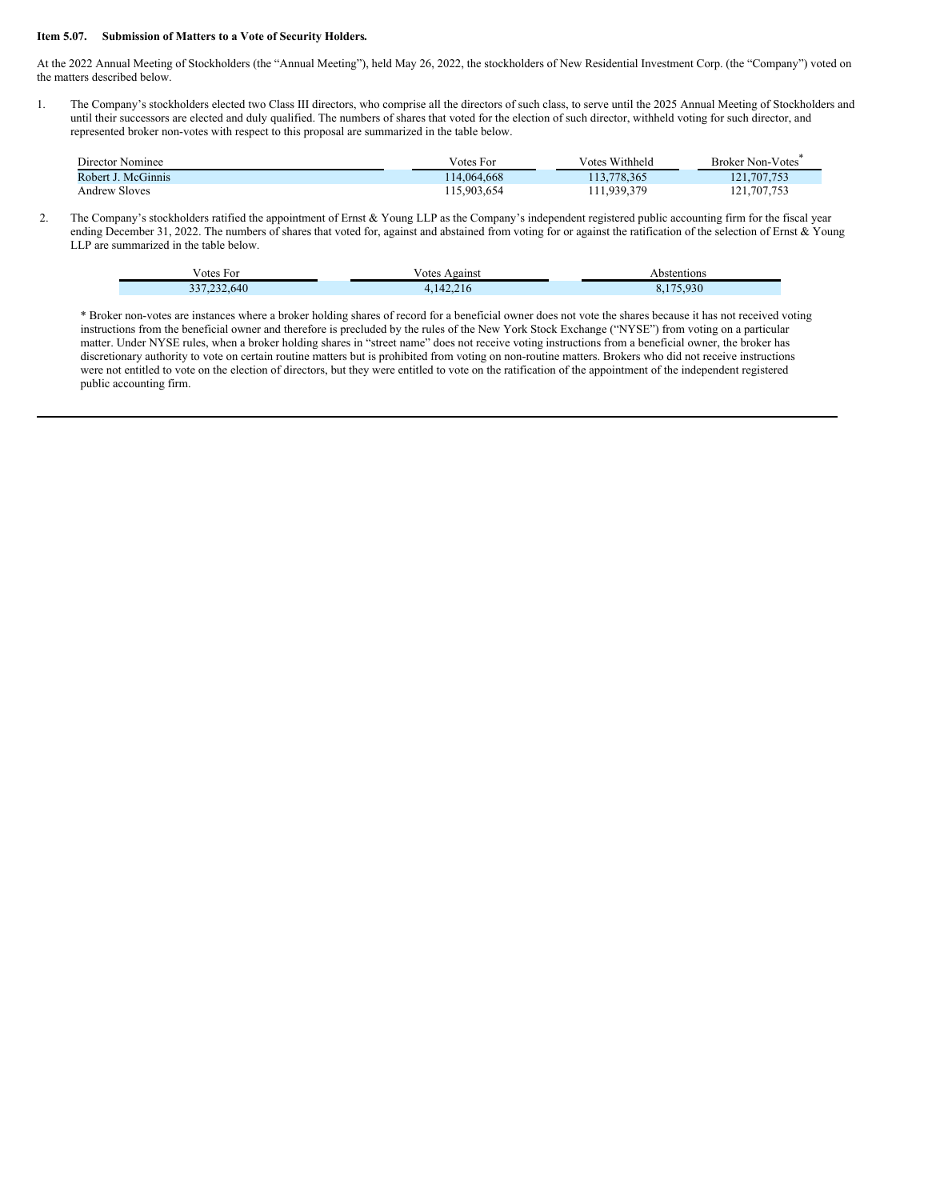**Item 5.07. Submission of Matters to a Vote of Security Holders.**

At the 2022 Annual Meeting of Stockholders (the "Annual Meeting"), held May 26, 2022, the stockholders of New Residential Investment Corp. (the "Company") voted on the matters described below.

1. The Company's stockholders elected two Class III directors, who comprise all the directors of such class, to serve until the 2025 Annual Meeting of Stockholders and until their successors are elected and duly qualified. The numbers of shares that voted for the election of such director, withheld voting for such director, and represented broker non-votes with respect to this proposal are summarized in the table below.

| Director Nominee | Votes For | Votes Withheld | Broker Non-Votes* |
|---|---|---|---|
| Robert J. McGinnis | 114,064,668 | 113,778,365 | 121,707,753 |
| Andrew Sloves | 115,903,654 | 111,939,379 | 121,707,753 |

2. The Company's stockholders ratified the appointment of Ernst & Young LLP as the Company's independent registered public accounting firm for the fiscal year ending December 31, 2022. The numbers of shares that voted for, against and abstained from voting for or against the ratification of the selection of Ernst & Young LLP are summarized in the table below.

| Votes For | Votes Against | Abstentions |
|---|---|---|
| 337,232,640 | 4,142,216 | 8,175,930 |

* Broker non-votes are instances where a broker holding shares of record for a beneficial owner does not vote the shares because it has not received voting instructions from the beneficial owner and therefore is precluded by the rules of the New York Stock Exchange ("NYSE") from voting on a particular matter. Under NYSE rules, when a broker holding shares in "street name" does not receive voting instructions from a beneficial owner, the broker has discretionary authority to vote on certain routine matters but is prohibited from voting on non-routine matters. Brokers who did not receive instructions were not entitled to vote on the election of directors, but they were entitled to vote on the ratification of the appointment of the independent registered public accounting firm.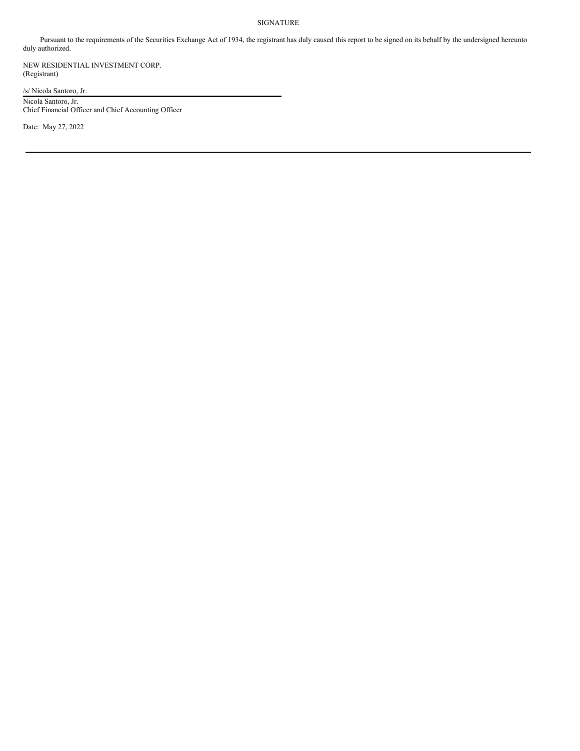SIGNATURE

Pursuant to the requirements of the Securities Exchange Act of 1934, the registrant has duly caused this report to be signed on its behalf by the undersigned hereunto duly authorized.

NEW RESIDENTIAL INVESTMENT CORP.
(Registrant)

/s/ Nicola Santoro, Jr.

Nicola Santoro, Jr.
Chief Financial Officer and Chief Accounting Officer

Date: May 27, 2022